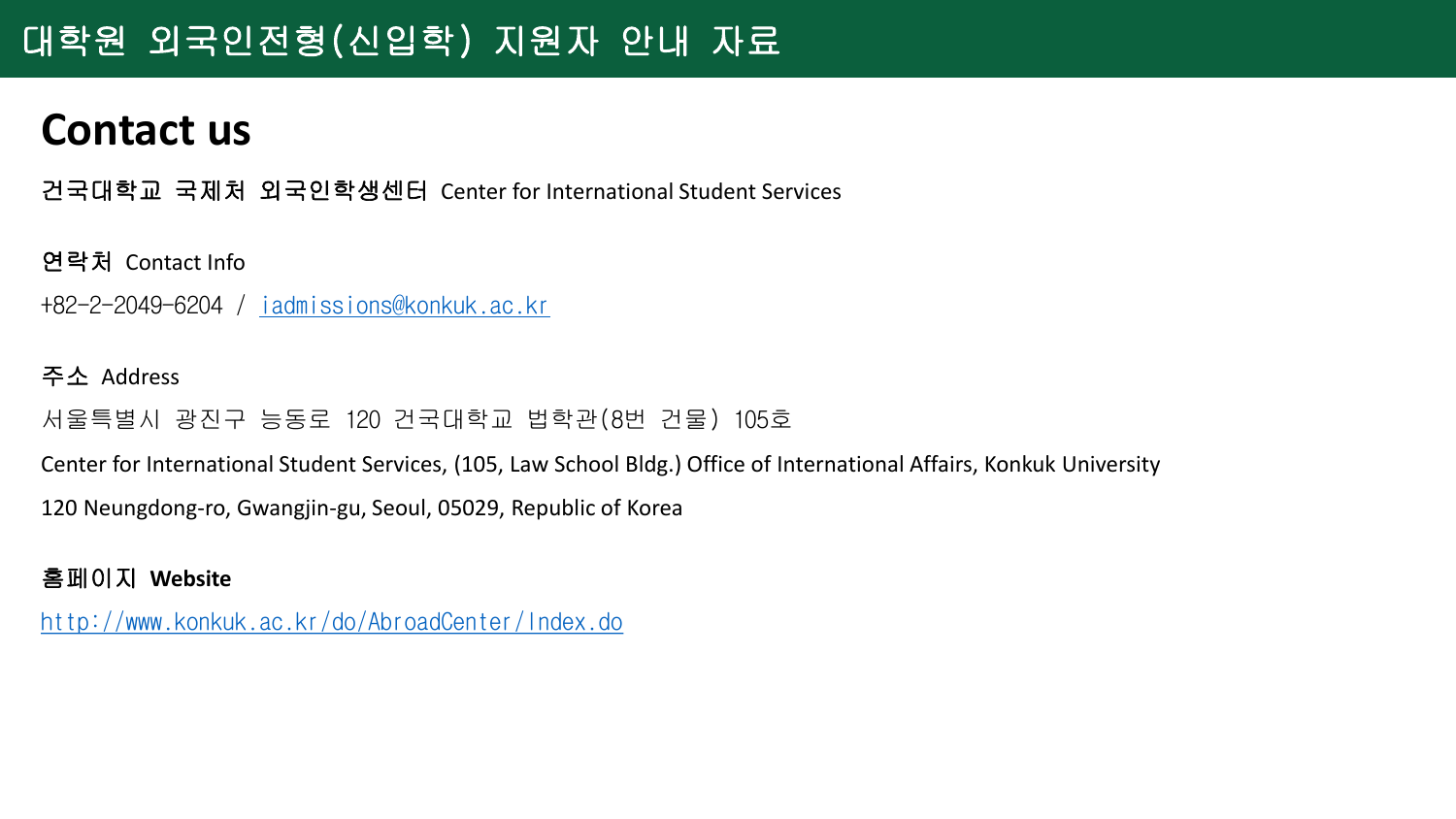# 대학원 외국인전형(신입학) 지원자 안내 자료

## Contact us

**건국대학교 국제처 외국인학생센터** Center for International Student Services

**연락처** Contact Info

+82-2-2049-6204 / iadmissions@konkuk.ac.kr

**주소** Address

서울특별시 광진구 능동로 120 건국대학교 법학관(8번 건물) 105호

Center for International Student Services, (105, Law School Bldg.) Office of International Affairs, Konkuk University

120 Neungdong-ro, Gwangjin-gu, Seoul, 05029, Republic of Korea

**홈페이지 Website**

http://www.konkuk.ac.kr/do/AbroadCenter/Index.do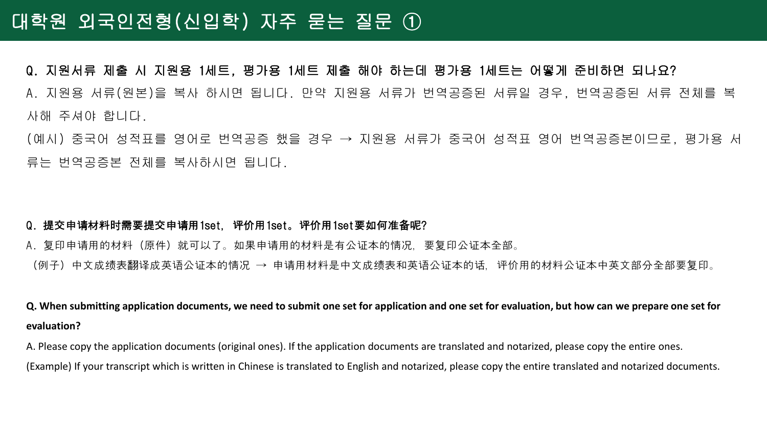# 대학원 외국인전형(신입학) 자주 묻는 질문 ①

**Q. 지원서류 제출 시 지원용 1세트, 평가용 1세트 제출 해야 하는데 평가용 1세트는 어떻게 준비하면 되나요?**

A. 지원용 서류(원본)을 복사 하시면 됩니다. 만약 지원용 서류가 번역공증된 서류일 경우, 번역공증된 서류 전체를 복사해 주셔야 합니다.

(예시) 중국어 성적표를 영어로 번역공증 했을 경우 → 지원용 서류가 중국어 성적표 영어 번역공증본이므로, 평가용 서류는 번역공증본 전체를 복사하시면 됩니다.

**Q. 提交申请材料时需要提交申请用1set, 评价用1set。评价用1set要如何准备呢?**

A. 复印申请用的材料（原件）就可以了。如果申请用的材料是有公证本的情况, 要复印公证本全部。

（例子）中文成绩表翻译成英语公证本的情况 → 申请用材料是中文成绩表和英语公证本的话, 评价用的材料公证本中英文部分全部要复印。

**Q. When submitting application documents, we need to submit one set for application and one set for evaluation, but how can we prepare one set for evaluation?**

A. Please copy the application documents (original ones). If the application documents are translated and notarized, please copy the entire ones.

(Example) If your transcript which is written in Chinese is translated to English and notarized, please copy the entire translated and notarized documents.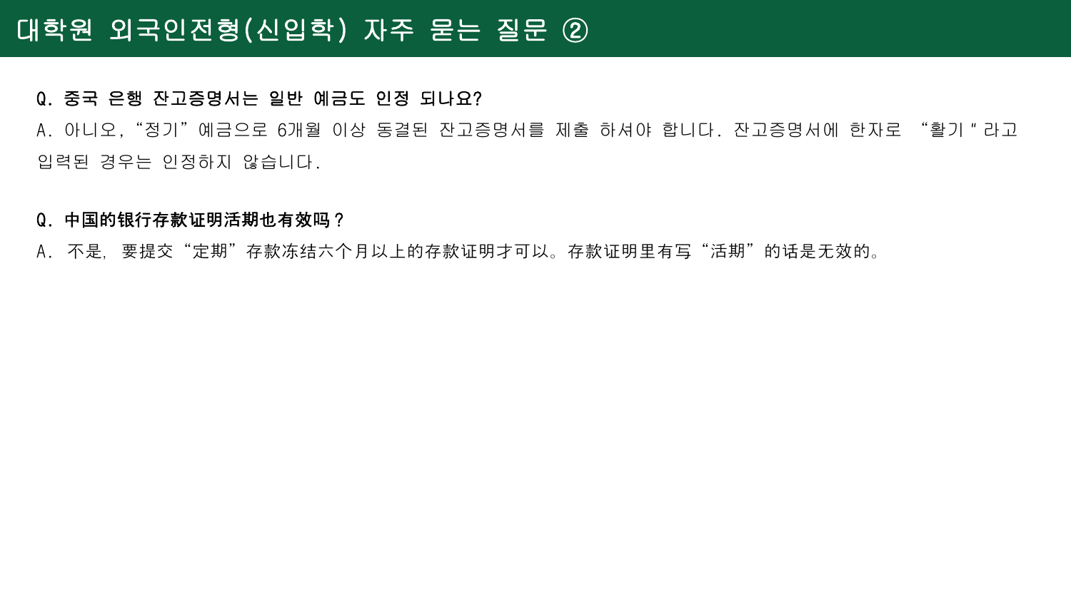# 대학원 외국인전형(신입학) 자주 묻는 질문 ②

**Q. 중국 은행 잔고증명서는 일반 예금도 인정 되나요?**

A. 아니오, “정기” 예금으로 6개월 이상 동결된 잔고증명서를 제출 하셔야 합니다. 잔고증명서에 한자로 “활기”라고 입력된 경우는 인정하지 않습니다.

**Q. 中国的银行存款证明活期也有效吗？**

A. 不是, 要提交“定期”存款冻结六个月以上的存款证明才可以。存款证明里有写“活期”的话是无效的。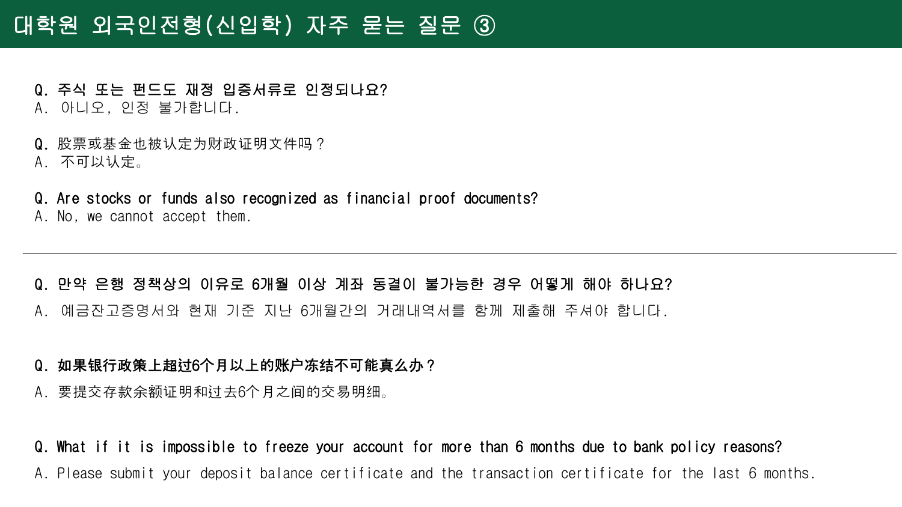# 대학원 외국인전형(신입학) 자주 묻는 질문 ③

**Q. 주식 또는 펀드도 재정 입증서류로 인정되나요?**
A. 아니오, 인정 불가합니다.

**Q.** 股票或基金也被认定为财政证明文件吗？
A. 不可以认定。

**Q. Are stocks or funds also recognized as financial proof documents?**
A. No, we cannot accept them.

---

**Q. 만약 은행 정책상의 이유로 6개월 이상 계좌 동결이 불가능한 경우 어떻게 해야 하나요?**
A. 예금잔고증명서와 현재 기준 지난 6개월간의 거래내역서를 함께 제출해 주셔야 합니다.

**Q. 如果银行政策上超过6个月以上的账户冻结不可能真么办？**
A. 要提交存款余额证明和过去6个月之间的交易明细。

**Q. What if it is impossible to freeze your account for more than 6 months due to bank policy reasons?**
A. Please submit your deposit balance certificate and the transaction certificate for the last 6 months.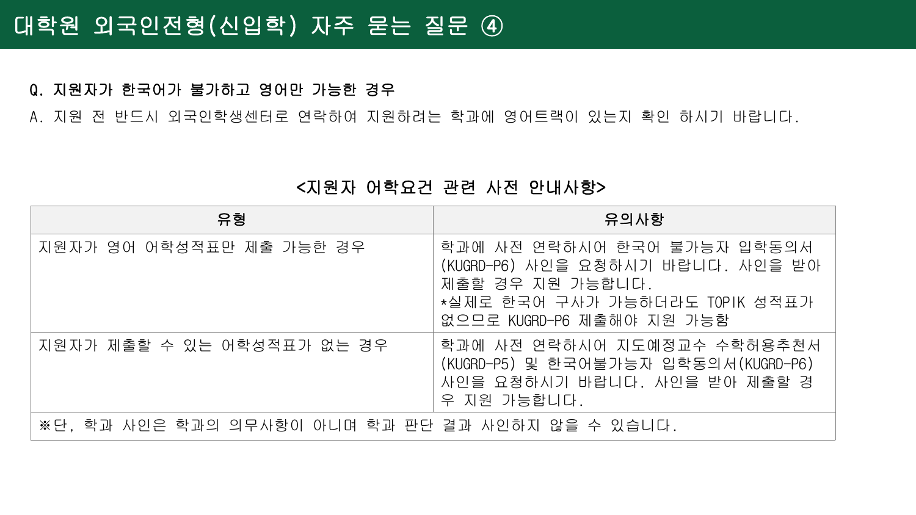# 대학원 외국인전형(신입학) 자주 묻는 질문 ④

**Q. 지원자가 한국어가 불가하고 영어만 가능한 경우**

A. 지원 전 반드시 외국인학생센터로 연락하여 지원하려는 학과에 영어트랙이 있는지 확인 하시기 바랍니다.

### <지원자 어학요건 관련 사전 안내사항>

| 유형 | 유의사항 |
| --- | --- |
| 지원자가 영어 어학성적표만 제출 가능한 경우 | 학과에 사전 연락하시어 한국어 불가능자 입학동의서 (KUGRD-P6) 사인을 요청하시기 바랍니다. 사인을 받아 제출할 경우 지원 가능합니다.<br>*실제로 한국어 구사가 가능하더라도 TOPIK 성적표가 없으므로 KUGRD-P6 제출해야 지원 가능함 |
| 지원자가 제출할 수 있는 어학성적표가 없는 경우 | 학과에 사전 연락하시어 지도예정교수 수학허용추천서 (KUGRD-P5) 및 한국어불가능자 입학동의서(KUGRD-P6) 사인을 요청하시기 바랍니다. 사인을 받아 제출할 경우 지원 가능합니다. |
| ※단, 학과 사인은 학과의 의무사항이 아니며 학과 판단 결과 사인하지 않을 수 있습니다. | |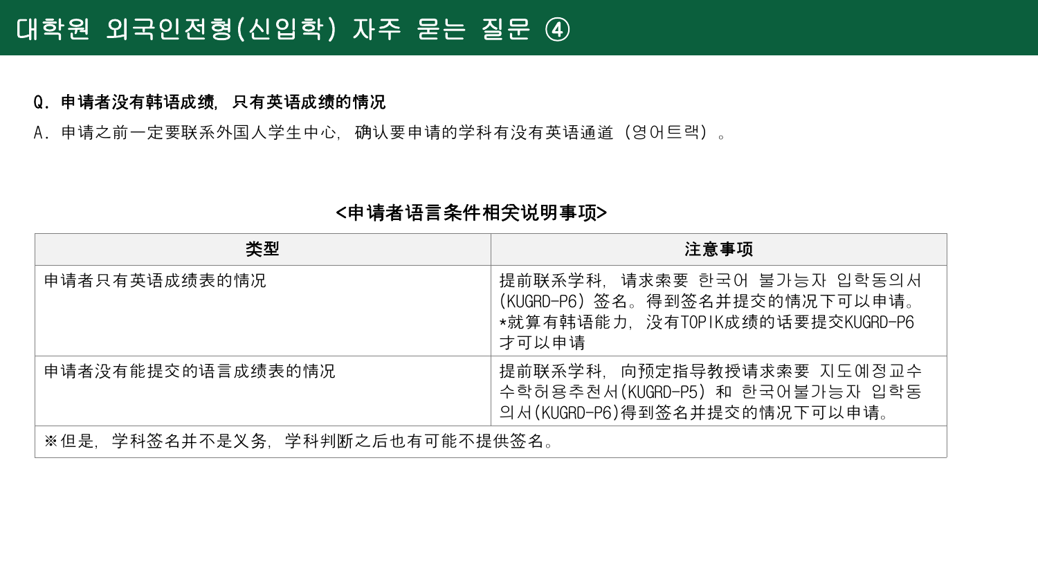# 대학원 외국인전형(신입학) 자주 묻는 질문 ④

**Q．申请者没有韩语成绩，只有英语成绩的情况**

A．申请之前一定要联系外国人学生中心，确认要申请的学科有没有英语通道（영어트랙）。

**<申请者语言条件相关说明事项>**

| 类型 | 注意事项 |
|---|---|
| 申请者只有英语成绩表的情况 | 提前联系学科，请求索要 한국어 불가능자 입학동의서(KUGRD-P6）签名。得到签名并提交的情况下可以申请。<br>*就算有韩语能力，没有TOPIK成绩的话要提交KUGRD-P6才可以申请 |
| 申请者没有能提交的语言成绩表的情况 | 提前联系学科，向预定指导教授请求索要 지도예정교수 수학허용추천서(KUGRD-P5）和 한국어불가능자 입학동의서(KUGRD-P6)得到签名并提交的情况下可以申请。 |
| ※但是，学科签名并不是义务，学科判断之后也有可能不提供签名。 | |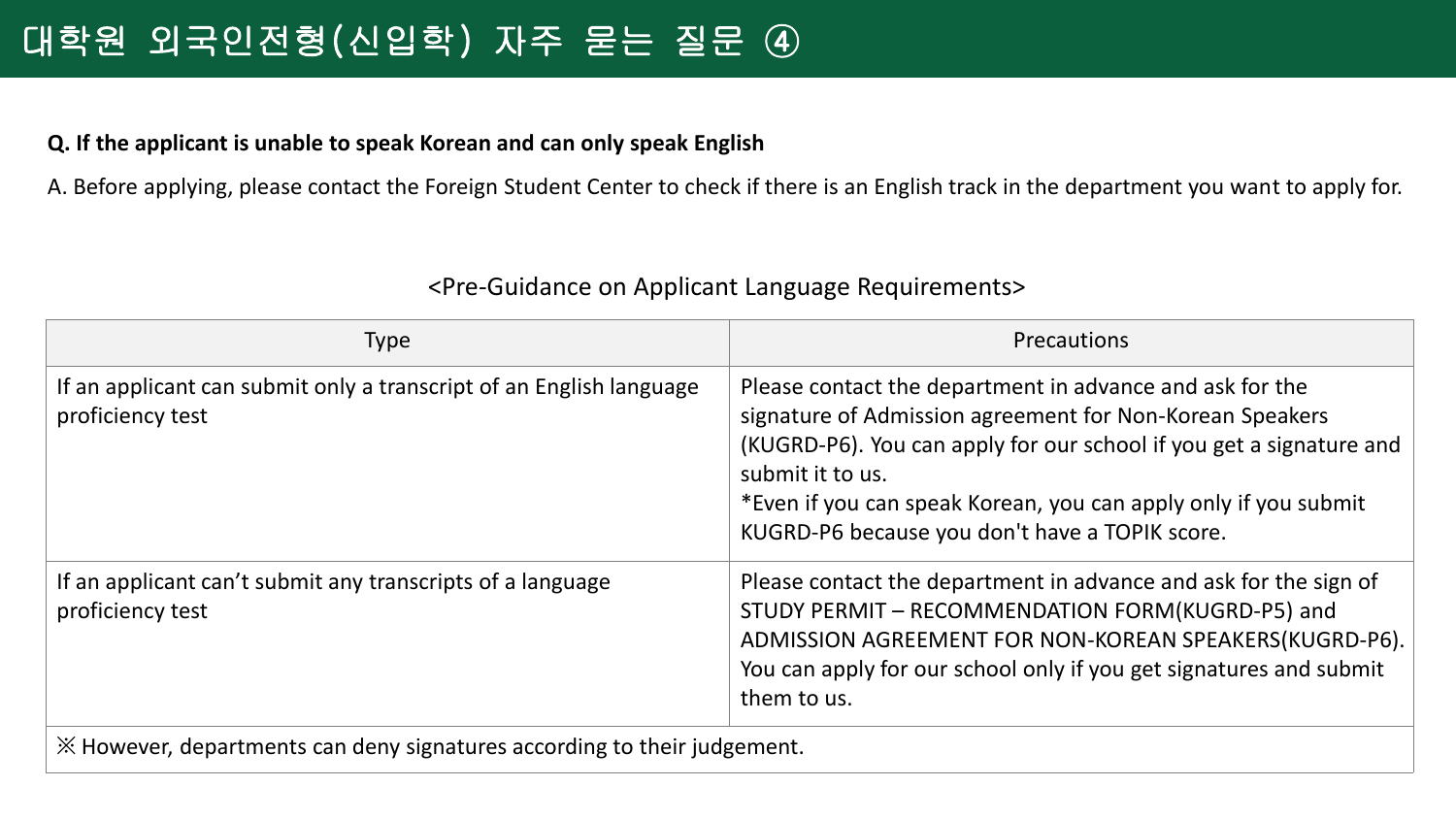# 대학원 외국인전형(신입학) 자주 묻는 질문 ④

**Q. If the applicant is unable to speak Korean and can only speak English**

A. Before applying, please contact the Foreign Student Center to check if there is an English track in the department you want to apply for.

<Pre-Guidance on Applicant Language Requirements>

| Type | Precautions |
| --- | --- |
| If an applicant can submit only a transcript of an English language proficiency test | Please contact the department in advance and ask for the signature of Admission agreement for Non-Korean Speakers (KUGRD-P6). You can apply for our school if you get a signature and submit it to us.<br>*Even if you can speak Korean, you can apply only if you submit KUGRD-P6 because you don't have a TOPIK score. |
| If an applicant can't submit any transcripts of a language proficiency test | Please contact the department in advance and ask for the sign of STUDY PERMIT – RECOMMENDATION FORM(KUGRD-P5) and ADMISSION AGREEMENT FOR NON-KOREAN SPEAKERS(KUGRD-P6). You can apply for our school only if you get signatures and submit them to us. |
| ※ However, departments can deny signatures according to their judgement. | |